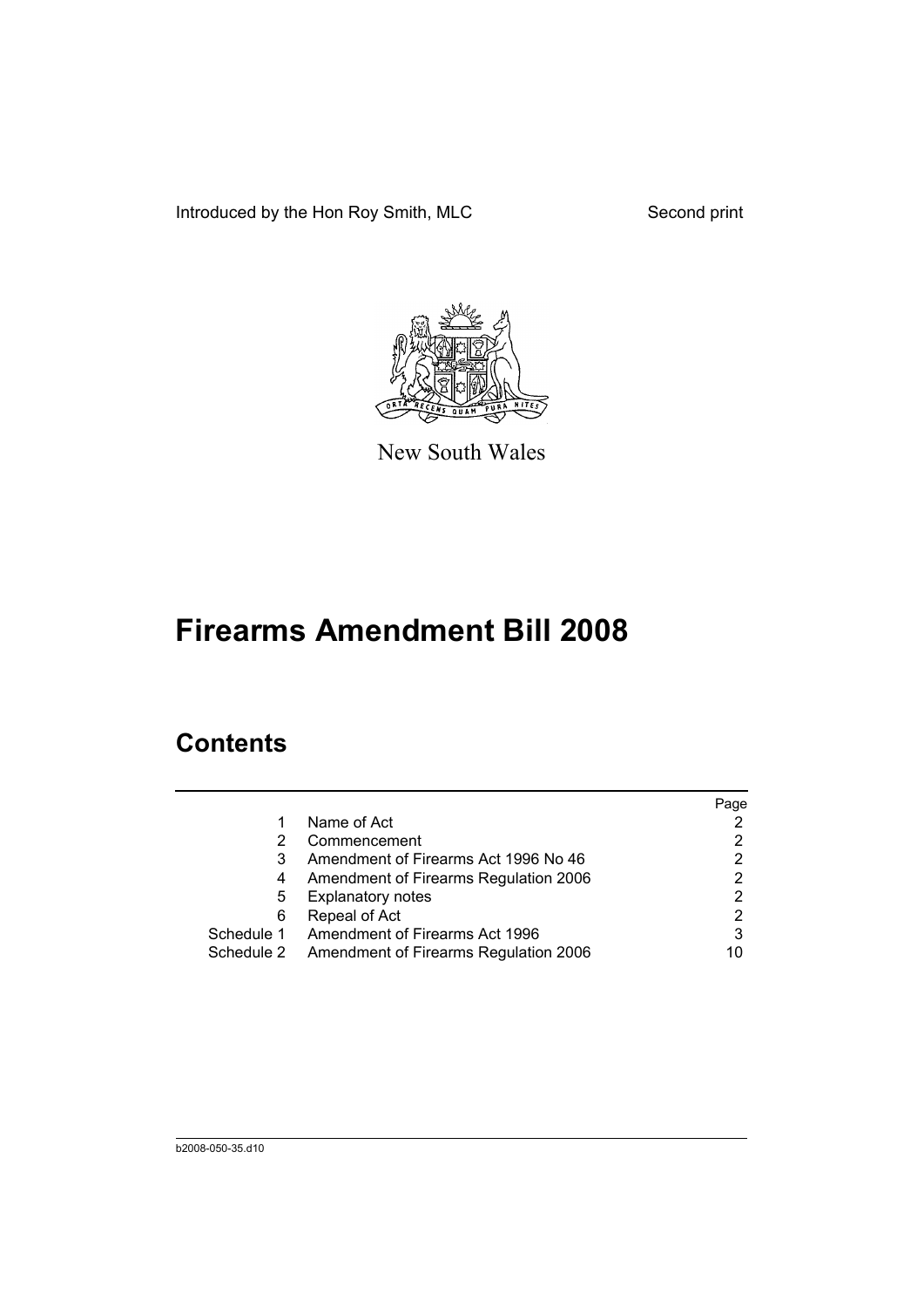Introduced by the Hon Roy Smith, MLC Second print

New South Wales

# Firearms Amendment Bill 2008

## Contents

| | | Page |
|---|---|---|
| 1 | Name of Act | 2 |
| 2 | Commencement | 2 |
| 3 | Amendment of Firearms Act 1996 No 46 | 2 |
| 4 | Amendment of Firearms Regulation 2006 | 2 |
| 5 | Explanatory notes | 2 |
| 6 | Repeal of Act | 2 |
| Schedule 1 | Amendment of Firearms Act 1996 | 3 |
| Schedule 2 | Amendment of Firearms Regulation 2006 | 10 |

b2008-050-35.d10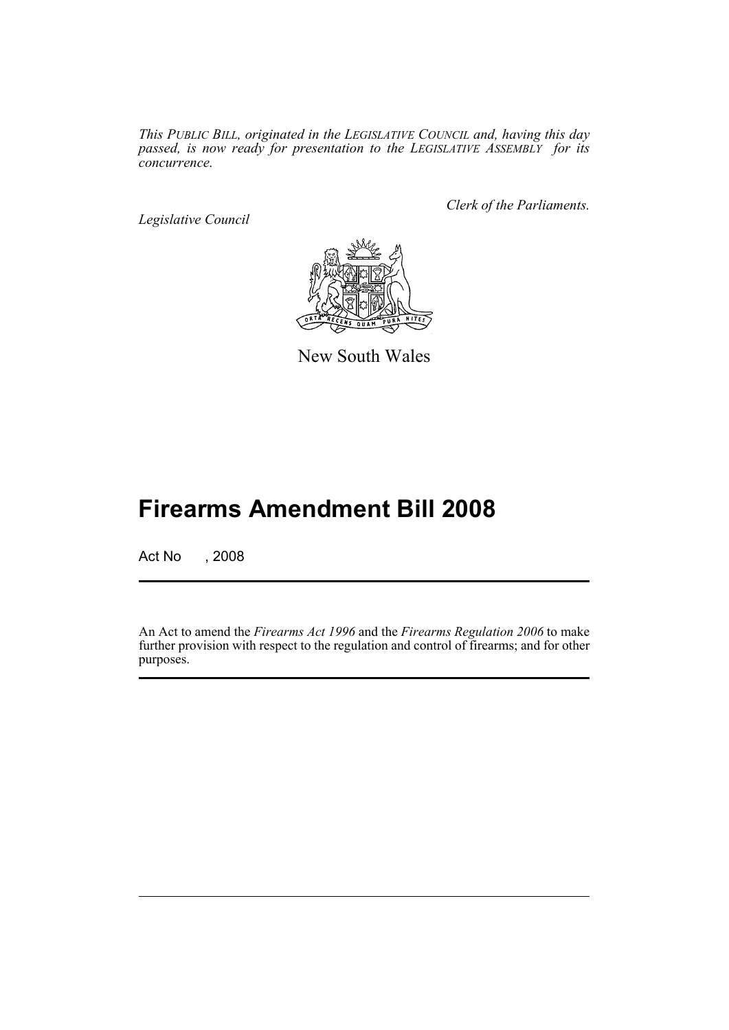*This PUBLIC BILL, originated in the LEGISLATIVE COUNCIL and, having this day passed, is now ready for presentation to the LEGISLATIVE ASSEMBLY for its concurrence.*

*Legislative Council*

*Clerk of the Parliaments.*

New South Wales

# Firearms Amendment Bill 2008

Act No , 2008

An Act to amend the *Firearms Act 1996* and the *Firearms Regulation 2006* to make further provision with respect to the regulation and control of firearms; and for other purposes.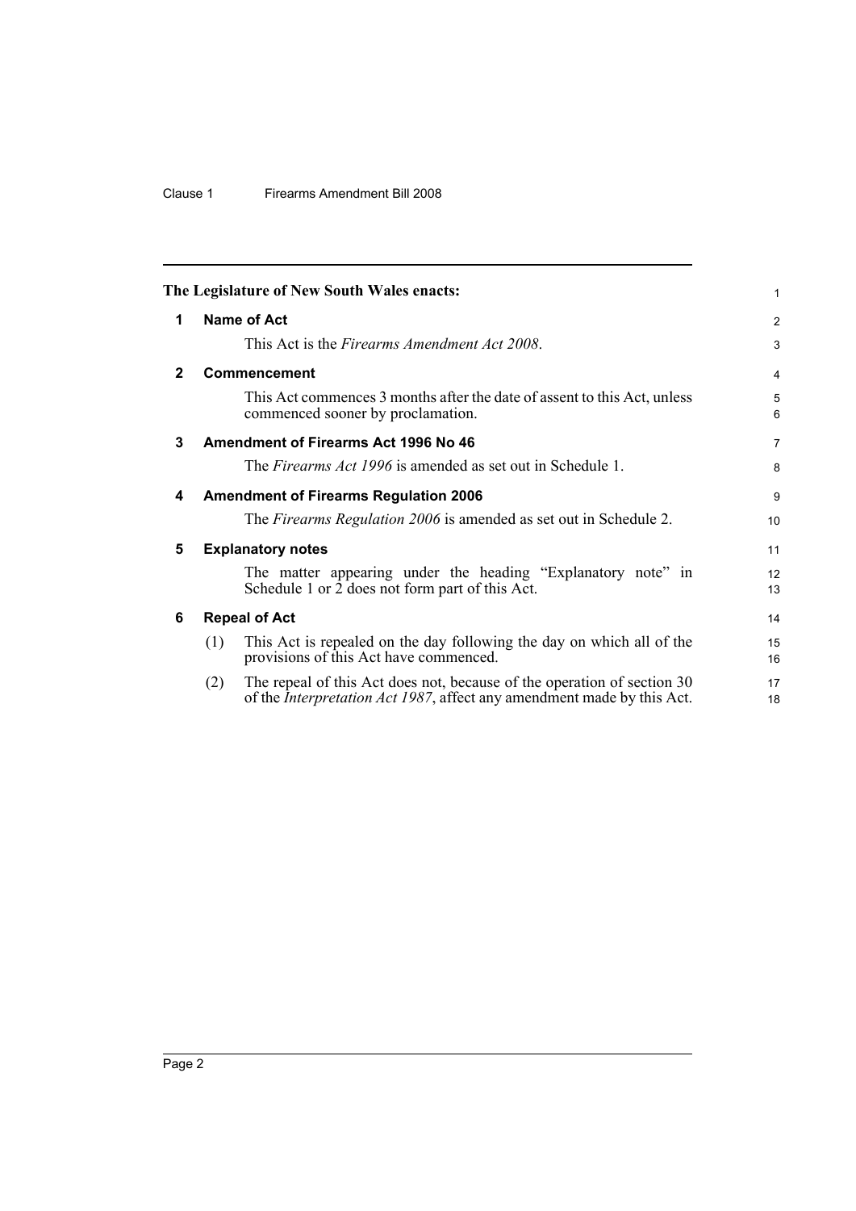The Legislature of New South Wales enacts:

## 1 Name of Act

This Act is the *Firearms Amendment Act 2008*.

## 2 Commencement

This Act commences 3 months after the date of assent to this Act, unless commenced sooner by proclamation.

## 3 Amendment of Firearms Act 1996 No 46

The *Firearms Act 1996* is amended as set out in Schedule 1.

## 4 Amendment of Firearms Regulation 2006

The *Firearms Regulation 2006* is amended as set out in Schedule 2.

## 5 Explanatory notes

The matter appearing under the heading "Explanatory note" in Schedule 1 or 2 does not form part of this Act.

## 6 Repeal of Act

(1) This Act is repealed on the day following the day on which all of the provisions of this Act have commenced.

(2) The repeal of this Act does not, because of the operation of section 30 of the *Interpretation Act 1987*, affect any amendment made by this Act.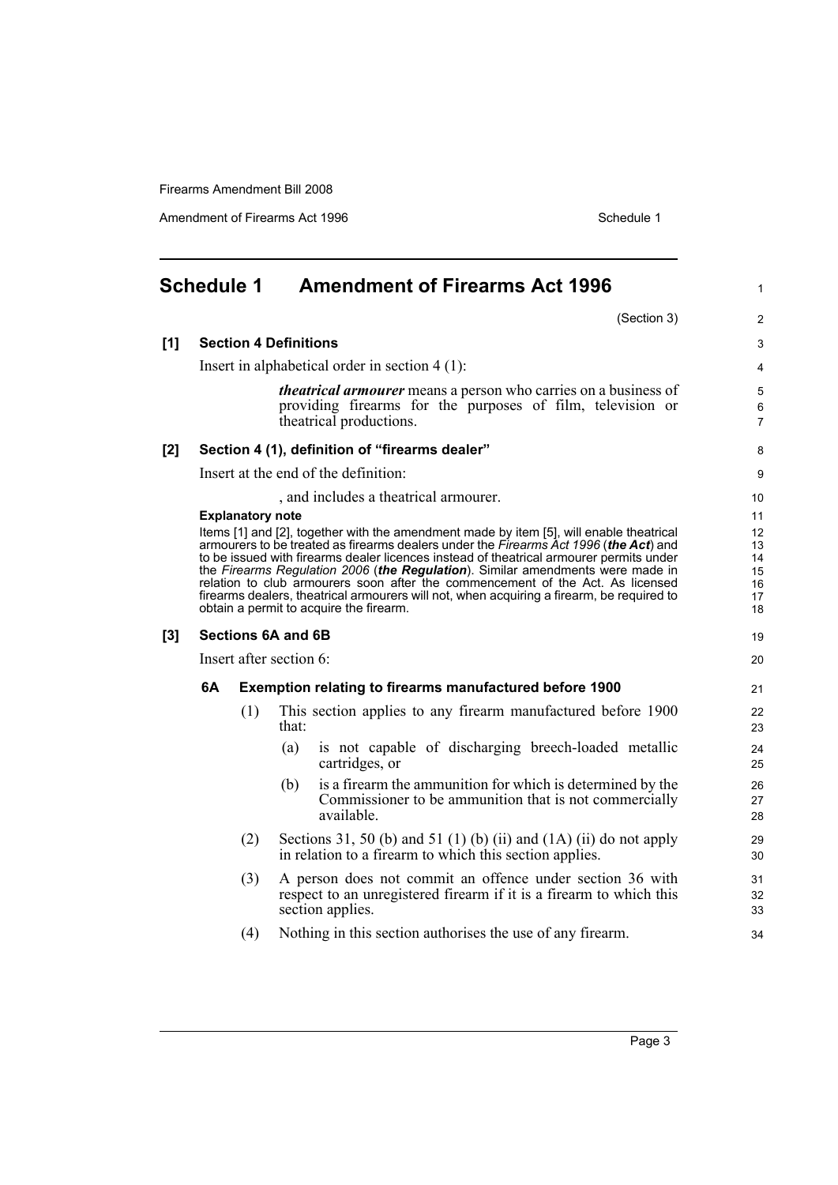# Schedule 1 Amendment of Firearms Act 1996

(Section 3)

**[1] Section 4 Definitions**

Insert in alphabetical order in section 4 (1):

> ***theatrical armourer*** means a person who carries on a business of providing firearms for the purposes of film, television or theatrical productions.

**[2] Section 4 (1), definition of "firearms dealer"**

Insert at the end of the definition:

> , and includes a theatrical armourer.

**Explanatory note**

Items [1] and [2], together with the amendment made by item [5], will enable theatrical armourers to be treated as firearms dealers under the *Firearms Act 1996* (***the Act***) and to be issued with firearms dealer licences instead of theatrical armourer permits under the *Firearms Regulation 2006* (***the Regulation***). Similar amendments were made in relation to club armourers soon after the commencement of the Act. As licensed firearms dealers, theatrical armourers will not, when acquiring a firearm, be required to obtain a permit to acquire the firearm.

**[3] Sections 6A and 6B**

Insert after section 6:

**6A Exemption relating to firearms manufactured before 1900**

(1) This section applies to any firearm manufactured before 1900 that:

(a) is not capable of discharging breech-loaded metallic cartridges, or

(b) is a firearm the ammunition for which is determined by the Commissioner to be ammunition that is not commercially available.

(2) Sections 31, 50 (b) and 51 (1) (b) (ii) and (1A) (ii) do not apply in relation to a firearm to which this section applies.

(3) A person does not commit an offence under section 36 with respect to an unregistered firearm if it is a firearm to which this section applies.

(4) Nothing in this section authorises the use of any firearm.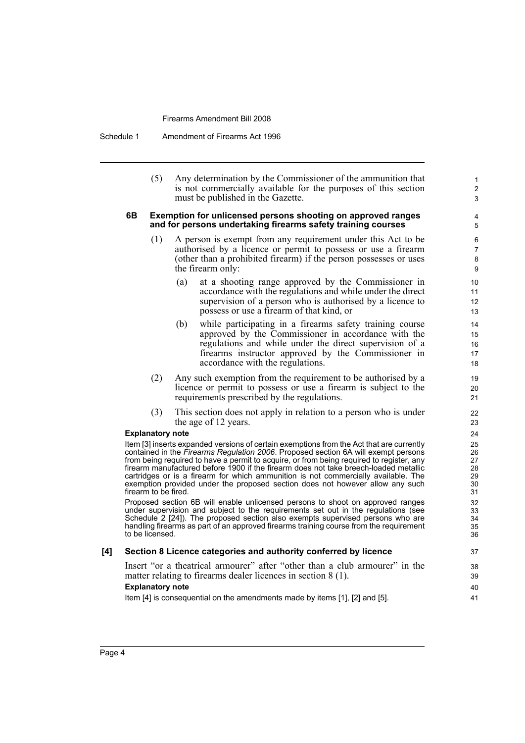(5) Any determination by the Commissioner of the ammunition that is not commercially available for the purposes of this section must be published in the Gazette.

### 6B Exemption for unlicensed persons shooting on approved ranges and for persons undertaking firearms safety training courses

(1) A person is exempt from any requirement under this Act to be authorised by a licence or permit to possess or use a firearm (other than a prohibited firearm) if the person possesses or uses the firearm only:

(a) at a shooting range approved by the Commissioner in accordance with the regulations and while under the direct supervision of a person who is authorised by a licence to possess or use a firearm of that kind, or

(b) while participating in a firearms safety training course approved by the Commissioner in accordance with the regulations and while under the direct supervision of a firearms instructor approved by the Commissioner in accordance with the regulations.

(2) Any such exemption from the requirement to be authorised by a licence or permit to possess or use a firearm is subject to the requirements prescribed by the regulations.

(3) This section does not apply in relation to a person who is under the age of 12 years.

**Explanatory note**

Item [3] inserts expanded versions of certain exemptions from the Act that are currently contained in the *Firearms Regulation 2006*. Proposed section 6A will exempt persons from being required to have a permit to acquire, or from being required to register, any firearm manufactured before 1900 if the firearm does not take breech-loaded metallic cartridges or is a firearm for which ammunition is not commercially available. The exemption provided under the proposed section does not however allow any such firearm to be fired.

Proposed section 6B will enable unlicensed persons to shoot on approved ranges under supervision and subject to the requirements set out in the regulations (see Schedule 2 [24]). The proposed section also exempts supervised persons who are handling firearms as part of an approved firearms training course from the requirement to be licensed.

## [4] Section 8 Licence categories and authority conferred by licence

Insert "or a theatrical armourer" after "other than a club armourer" in the matter relating to firearms dealer licences in section 8 (1).

**Explanatory note**

Item [4] is consequential on the amendments made by items [1], [2] and [5].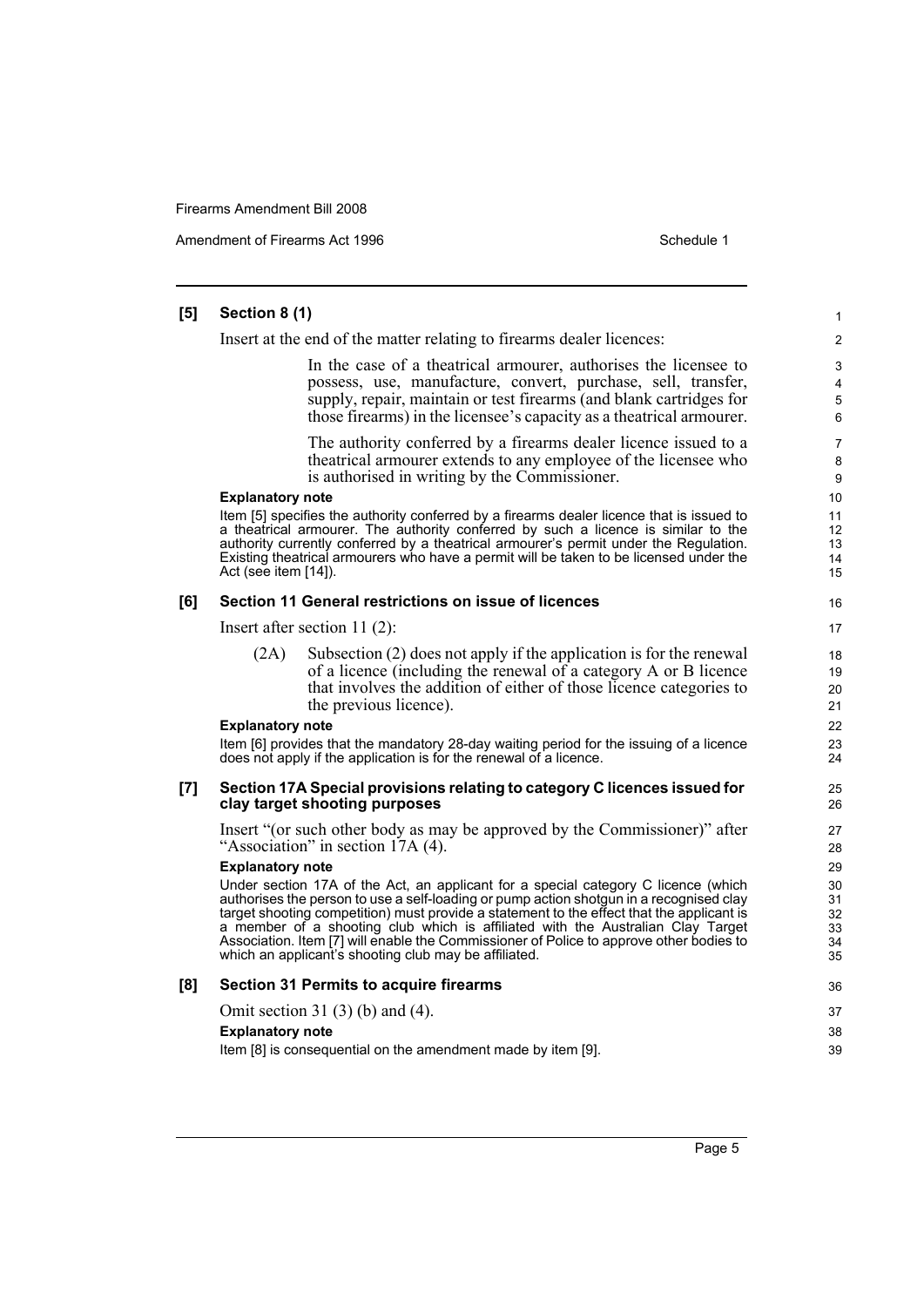**[5] Section 8 (1)**

Insert at the end of the matter relating to firearms dealer licences:

> In the case of a theatrical armourer, authorises the licensee to possess, use, manufacture, convert, purchase, sell, transfer, supply, repair, maintain or test firearms (and blank cartridges for those firearms) in the licensee's capacity as a theatrical armourer.
>
> The authority conferred by a firearms dealer licence issued to a theatrical armourer extends to any employee of the licensee who is authorised in writing by the Commissioner.

**Explanatory note**

Item [5] specifies the authority conferred by a firearms dealer licence that is issued to a theatrical armourer. The authority conferred by such a licence is similar to the authority currently conferred by a theatrical armourer's permit under the Regulation. Existing theatrical armourers who have a permit will be taken to be licensed under the Act (see item [14]).

**[6] Section 11 General restrictions on issue of licences**

Insert after section 11 (2):

> (2A) Subsection (2) does not apply if the application is for the renewal of a licence (including the renewal of a category A or B licence that involves the addition of either of those licence categories to the previous licence).

**Explanatory note**

Item [6] provides that the mandatory 28-day waiting period for the issuing of a licence does not apply if the application is for the renewal of a licence.

**[7] Section 17A Special provisions relating to category C licences issued for clay target shooting purposes**

Insert "(or such other body as may be approved by the Commissioner)" after "Association" in section 17A (4).

**Explanatory note**

Under section 17A of the Act, an applicant for a special category C licence (which authorises the person to use a self-loading or pump action shotgun in a recognised clay target shooting competition) must provide a statement to the effect that the applicant is a member of a shooting club which is affiliated with the Australian Clay Target Association. Item [7] will enable the Commissioner of Police to approve other bodies to which an applicant's shooting club may be affiliated.

**[8] Section 31 Permits to acquire firearms**

Omit section 31 (3) (b) and (4).

**Explanatory note**

Item [8] is consequential on the amendment made by item [9].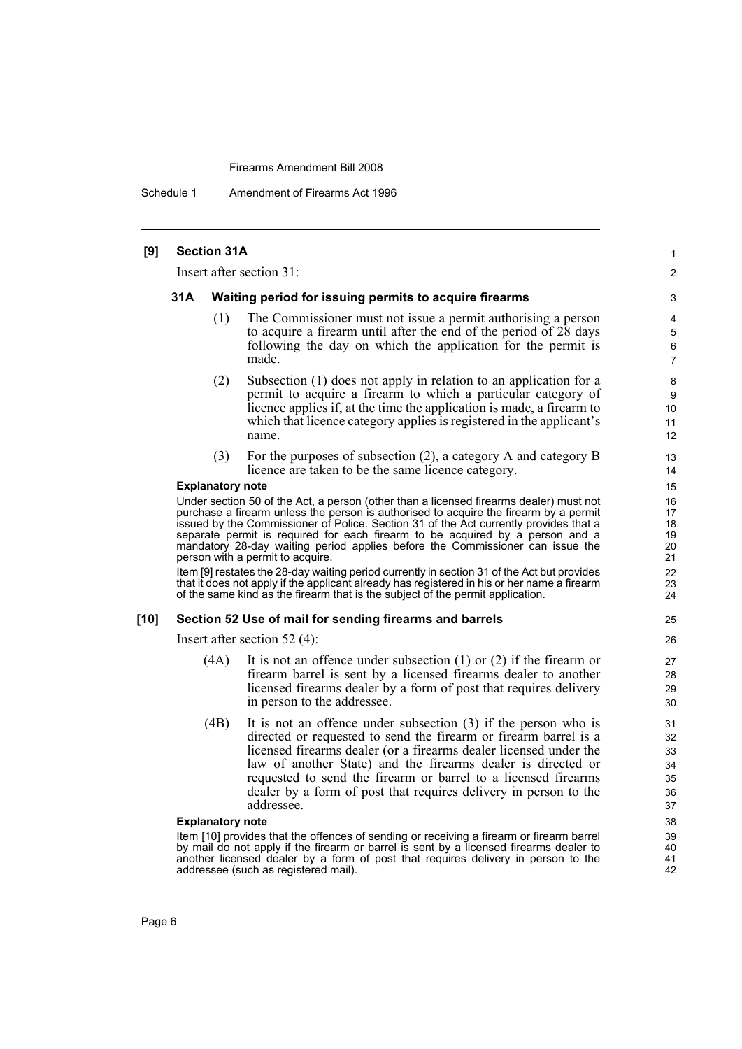**[9] Section 31A**

Insert after section 31:

**31A Waiting period for issuing permits to acquire firearms**

(1) The Commissioner must not issue a permit authorising a person to acquire a firearm until after the end of the period of 28 days following the day on which the application for the permit is made.

(2) Subsection (1) does not apply in relation to an application for a permit to acquire a firearm to which a particular category of licence applies if, at the time the application is made, a firearm to which that licence category applies is registered in the applicant's name.

(3) For the purposes of subsection (2), a category A and category B licence are taken to be the same licence category.

**Explanatory note**

Under section 50 of the Act, a person (other than a licensed firearms dealer) must not purchase a firearm unless the person is authorised to acquire the firearm by a permit issued by the Commissioner of Police. Section 31 of the Act currently provides that a separate permit is required for each firearm to be acquired by a person and a mandatory 28-day waiting period applies before the Commissioner can issue the person with a permit to acquire.

Item [9] restates the 28-day waiting period currently in section 31 of the Act but provides that it does not apply if the applicant already has registered in his or her name a firearm of the same kind as the firearm that is the subject of the permit application.

**[10] Section 52 Use of mail for sending firearms and barrels**

Insert after section 52 (4):

(4A) It is not an offence under subsection (1) or (2) if the firearm or firearm barrel is sent by a licensed firearms dealer to another licensed firearms dealer by a form of post that requires delivery in person to the addressee.

(4B) It is not an offence under subsection (3) if the person who is directed or requested to send the firearm or firearm barrel is a licensed firearms dealer (or a firearms dealer licensed under the law of another State) and the firearms dealer is directed or requested to send the firearm or barrel to a licensed firearms dealer by a form of post that requires delivery in person to the addressee.

**Explanatory note**

Item [10] provides that the offences of sending or receiving a firearm or firearm barrel by mail do not apply if the firearm or barrel is sent by a licensed firearms dealer to another licensed dealer by a form of post that requires delivery in person to the addressee (such as registered mail).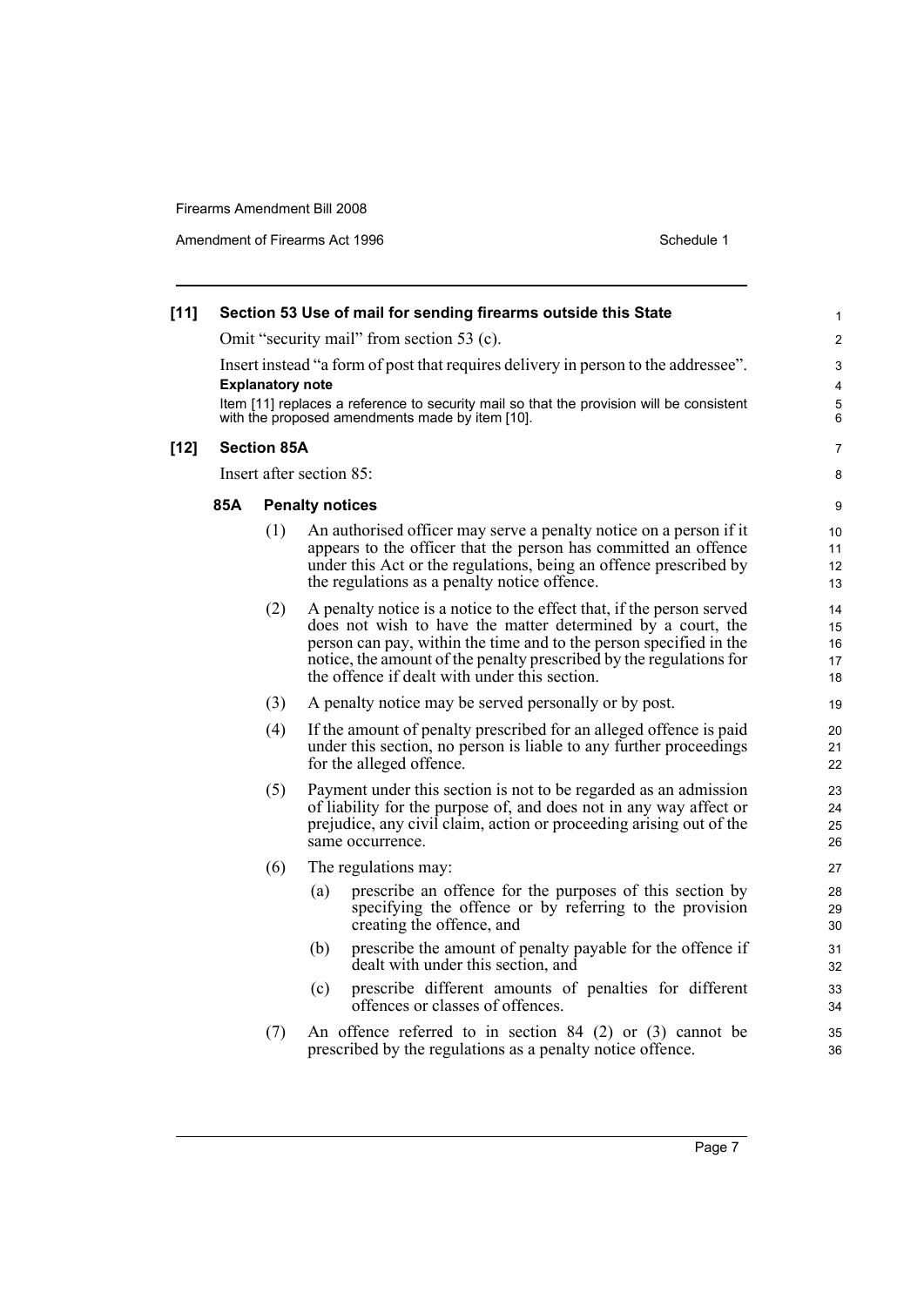**[11] Section 53 Use of mail for sending firearms outside this State**

Omit "security mail" from section 53 (c).

Insert instead "a form of post that requires delivery in person to the addressee".

**Explanatory note**

Item [11] replaces a reference to security mail so that the provision will be consistent with the proposed amendments made by item [10].

**[12] Section 85A**

Insert after section 85:

**85A Penalty notices**

(1) An authorised officer may serve a penalty notice on a person if it appears to the officer that the person has committed an offence under this Act or the regulations, being an offence prescribed by the regulations as a penalty notice offence.

(2) A penalty notice is a notice to the effect that, if the person served does not wish to have the matter determined by a court, the person can pay, within the time and to the person specified in the notice, the amount of the penalty prescribed by the regulations for the offence if dealt with under this section.

(3) A penalty notice may be served personally or by post.

(4) If the amount of penalty prescribed for an alleged offence is paid under this section, no person is liable to any further proceedings for the alleged offence.

(5) Payment under this section is not to be regarded as an admission of liability for the purpose of, and does not in any way affect or prejudice, any civil claim, action or proceeding arising out of the same occurrence.

(6) The regulations may:

- (a) prescribe an offence for the purposes of this section by specifying the offence or by referring to the provision creating the offence, and
- (b) prescribe the amount of penalty payable for the offence if dealt with under this section, and
- (c) prescribe different amounts of penalties for different offences or classes of offences.

(7) An offence referred to in section 84 (2) or (3) cannot be prescribed by the regulations as a penalty notice offence.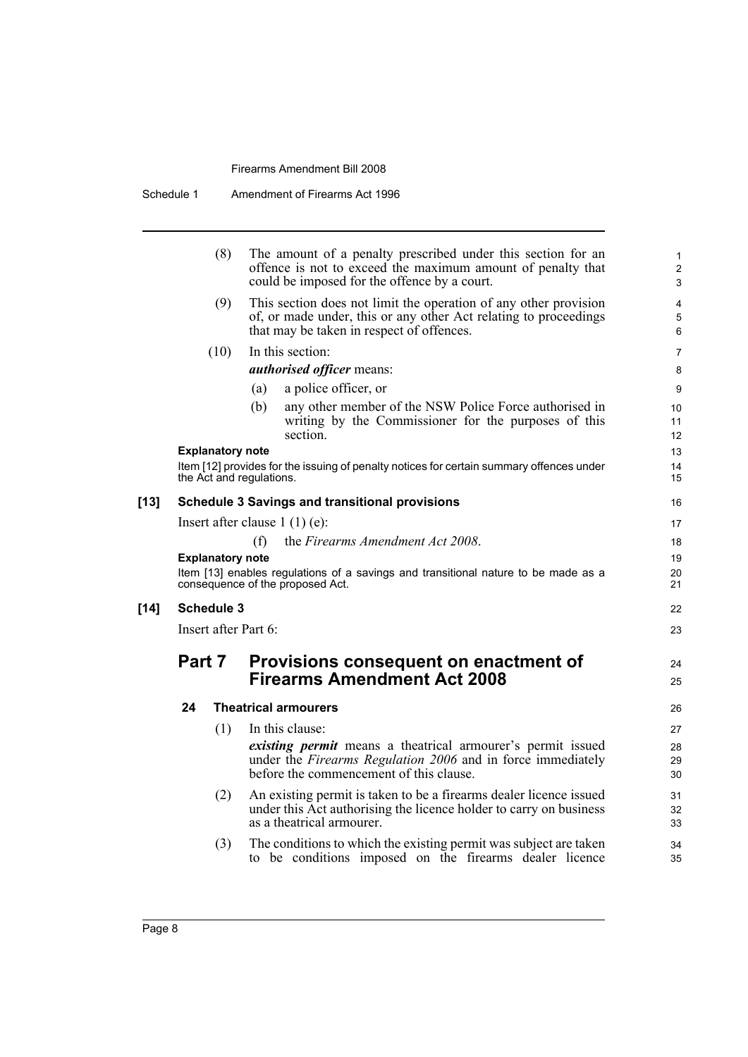(8) The amount of a penalty prescribed under this section for an offence is not to exceed the maximum amount of penalty that could be imposed for the offence by a court.

(9) This section does not limit the operation of any other provision of, or made under, this or any other Act relating to proceedings that may be taken in respect of offences.

(10) In this section:

***authorised officer*** means:

(a) a police officer, or

(b) any other member of the NSW Police Force authorised in writing by the Commissioner for the purposes of this section.

**Explanatory note**

Item [12] provides for the issuing of penalty notices for certain summary offences under the Act and regulations.

**[13] Schedule 3 Savings and transitional provisions**

Insert after clause 1 (1) (e):

(f) the *Firearms Amendment Act 2008*.

**Explanatory note**

Item [13] enables regulations of a savings and transitional nature to be made as a consequence of the proposed Act.

**[14] Schedule 3**

Insert after Part 6:

## Part 7 Provisions consequent on enactment of Firearms Amendment Act 2008

### 24 Theatrical armourers

(1) In this clause:

***existing permit*** means a theatrical armourer's permit issued under the *Firearms Regulation 2006* and in force immediately before the commencement of this clause.

(2) An existing permit is taken to be a firearms dealer licence issued under this Act authorising the licence holder to carry on business as a theatrical armourer.

(3) The conditions to which the existing permit was subject are taken to be conditions imposed on the firearms dealer licence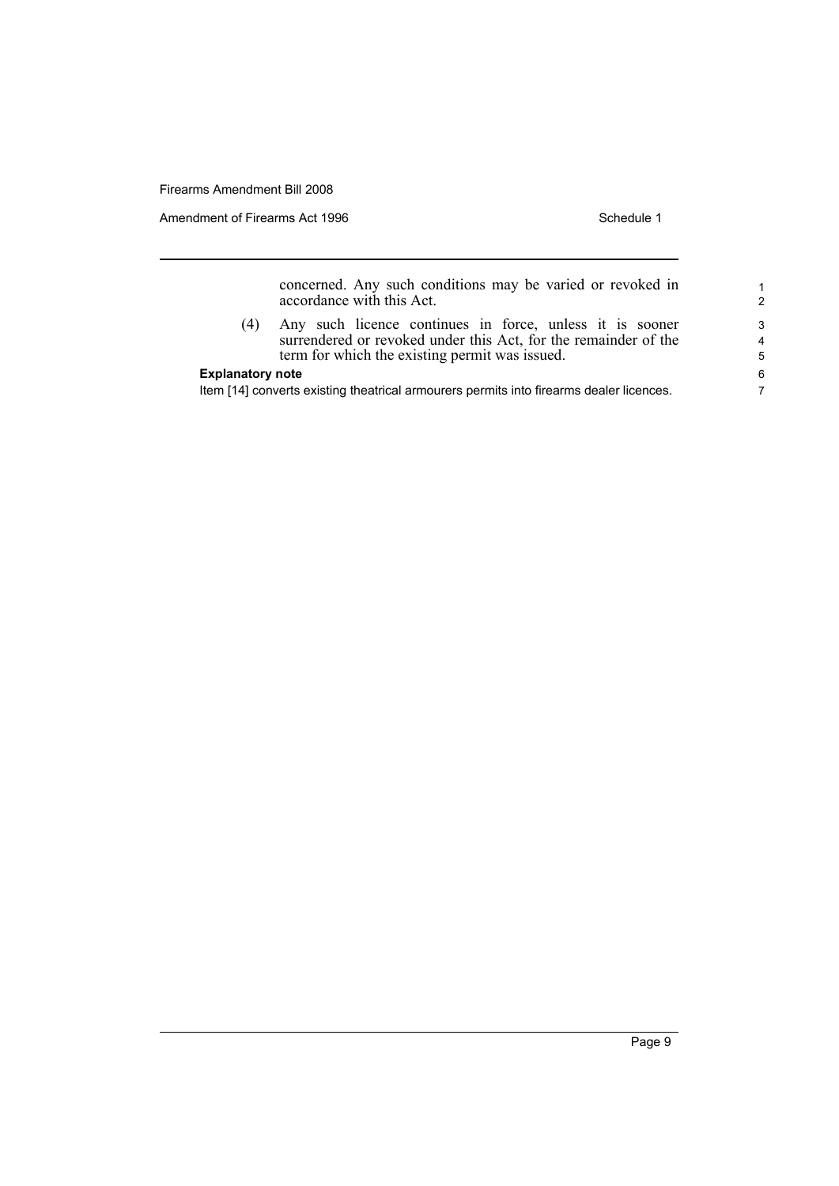concerned. Any such conditions may be varied or revoked in accordance with this Act.

(4) Any such licence continues in force, unless it is sooner surrendered or revoked under this Act, for the remainder of the term for which the existing permit was issued.

**Explanatory note**

Item [14] converts existing theatrical armourers permits into firearms dealer licences.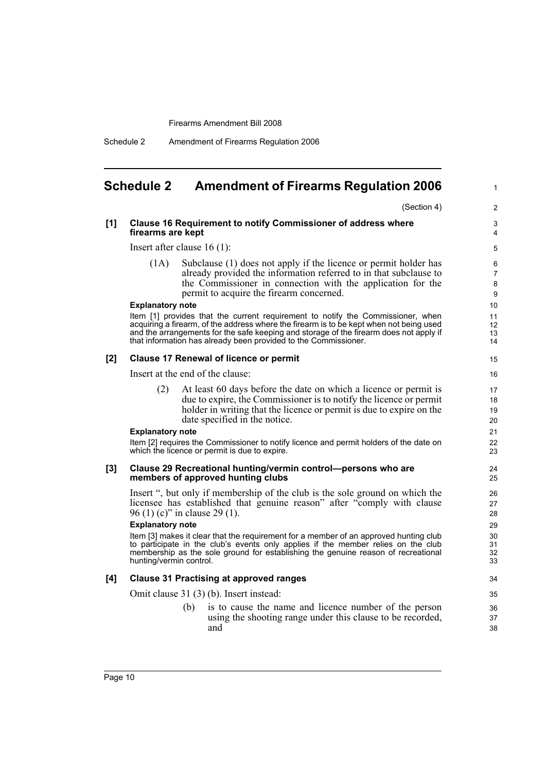# Schedule 2 Amendment of Firearms Regulation 2006

(Section 4)

**[1] Clause 16 Requirement to notify Commissioner of address where firearms are kept**

Insert after clause 16 (1):

(1A) Subclause (1) does not apply if the licence or permit holder has already provided the information referred to in that subclause to the Commissioner in connection with the application for the permit to acquire the firearm concerned.

**Explanatory note**

Item [1] provides that the current requirement to notify the Commissioner, when acquiring a firearm, of the address where the firearm is to be kept when not being used and the arrangements for the safe keeping and storage of the firearm does not apply if that information has already been provided to the Commissioner.

**[2] Clause 17 Renewal of licence or permit**

Insert at the end of the clause:

(2) At least 60 days before the date on which a licence or permit is due to expire, the Commissioner is to notify the licence or permit holder in writing that the licence or permit is due to expire on the date specified in the notice.

**Explanatory note**

Item [2] requires the Commissioner to notify licence and permit holders of the date on which the licence or permit is due to expire.

**[3] Clause 29 Recreational hunting/vermin control—persons who are members of approved hunting clubs**

Insert ", but only if membership of the club is the sole ground on which the licensee has established that genuine reason" after "comply with clause 96 (1) (c)" in clause 29 (1).

**Explanatory note**

Item [3] makes it clear that the requirement for a member of an approved hunting club to participate in the club's events only applies if the member relies on the club membership as the sole ground for establishing the genuine reason of recreational hunting/vermin control.

**[4] Clause 31 Practising at approved ranges**

Omit clause 31 (3) (b). Insert instead:

(b) is to cause the name and licence number of the person using the shooting range under this clause to be recorded, and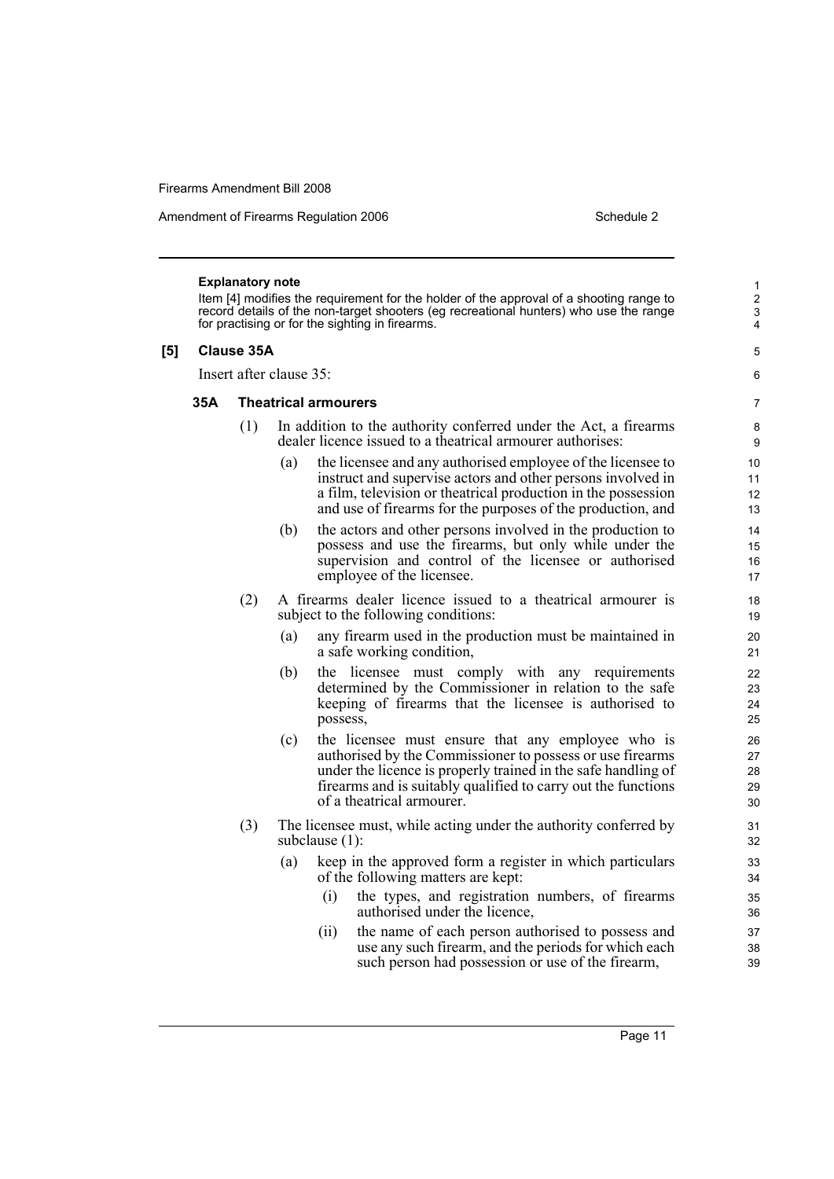**Explanatory note**

Item [4] modifies the requirement for the holder of the approval of a shooting range to record details of the non-target shooters (eg recreational hunters) who use the range for practising or for the sighting in firearms.

**[5] Clause 35A**

Insert after clause 35:

**35A Theatrical armourers**

(1) In addition to the authority conferred under the Act, a firearms dealer licence issued to a theatrical armourer authorises:

- (a) the licensee and any authorised employee of the licensee to instruct and supervise actors and other persons involved in a film, television or theatrical production in the possession and use of firearms for the purposes of the production, and
- (b) the actors and other persons involved in the production to possess and use the firearms, but only while under the supervision and control of the licensee or authorised employee of the licensee.

(2) A firearms dealer licence issued to a theatrical armourer is subject to the following conditions:

- (a) any firearm used in the production must be maintained in a safe working condition,
- (b) the licensee must comply with any requirements determined by the Commissioner in relation to the safe keeping of firearms that the licensee is authorised to possess,
- (c) the licensee must ensure that any employee who is authorised by the Commissioner to possess or use firearms under the licence is properly trained in the safe handling of firearms and is suitably qualified to carry out the functions of a theatrical armourer.

(3) The licensee must, while acting under the authority conferred by subclause (1):

- (a) keep in the approved form a register in which particulars of the following matters are kept:
  - (i) the types, and registration numbers, of firearms authorised under the licence,
  - (ii) the name of each person authorised to possess and use any such firearm, and the periods for which each such person had possession or use of the firearm,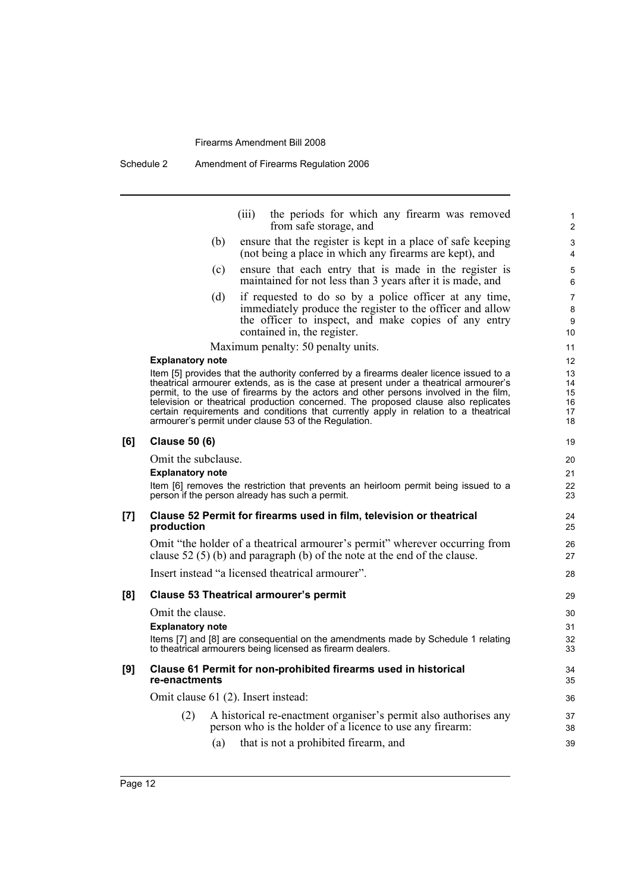(iii) the periods for which any firearm was removed from safe storage, and

(b) ensure that the register is kept in a place of safe keeping (not being a place in which any firearms are kept), and

(c) ensure that each entry that is made in the register is maintained for not less than 3 years after it is made, and

(d) if requested to do so by a police officer at any time, immediately produce the register to the officer and allow the officer to inspect, and make copies of any entry contained in, the register.

Maximum penalty: 50 penalty units.

**Explanatory note**

Item [5] provides that the authority conferred by a firearms dealer licence issued to a theatrical armourer extends, as is the case at present under a theatrical armourer's permit, to the use of firearms by the actors and other persons involved in the film, television or theatrical production concerned. The proposed clause also replicates certain requirements and conditions that currently apply in relation to a theatrical armourer's permit under clause 53 of the Regulation.

**[6] Clause 50 (6)**

Omit the subclause.

**Explanatory note**

Item [6] removes the restriction that prevents an heirloom permit being issued to a person if the person already has such a permit.

**[7] Clause 52 Permit for firearms used in film, television or theatrical production**

Omit "the holder of a theatrical armourer's permit" wherever occurring from clause 52 (5) (b) and paragraph (b) of the note at the end of the clause.

Insert instead "a licensed theatrical armourer".

**[8] Clause 53 Theatrical armourer's permit**

Omit the clause.

**Explanatory note**

Items [7] and [8] are consequential on the amendments made by Schedule 1 relating to theatrical armourers being licensed as firearm dealers.

**[9] Clause 61 Permit for non-prohibited firearms used in historical re-enactments**

Omit clause 61 (2). Insert instead:

(2) A historical re-enactment organiser's permit also authorises any person who is the holder of a licence to use any firearm:

(a) that is not a prohibited firearm, and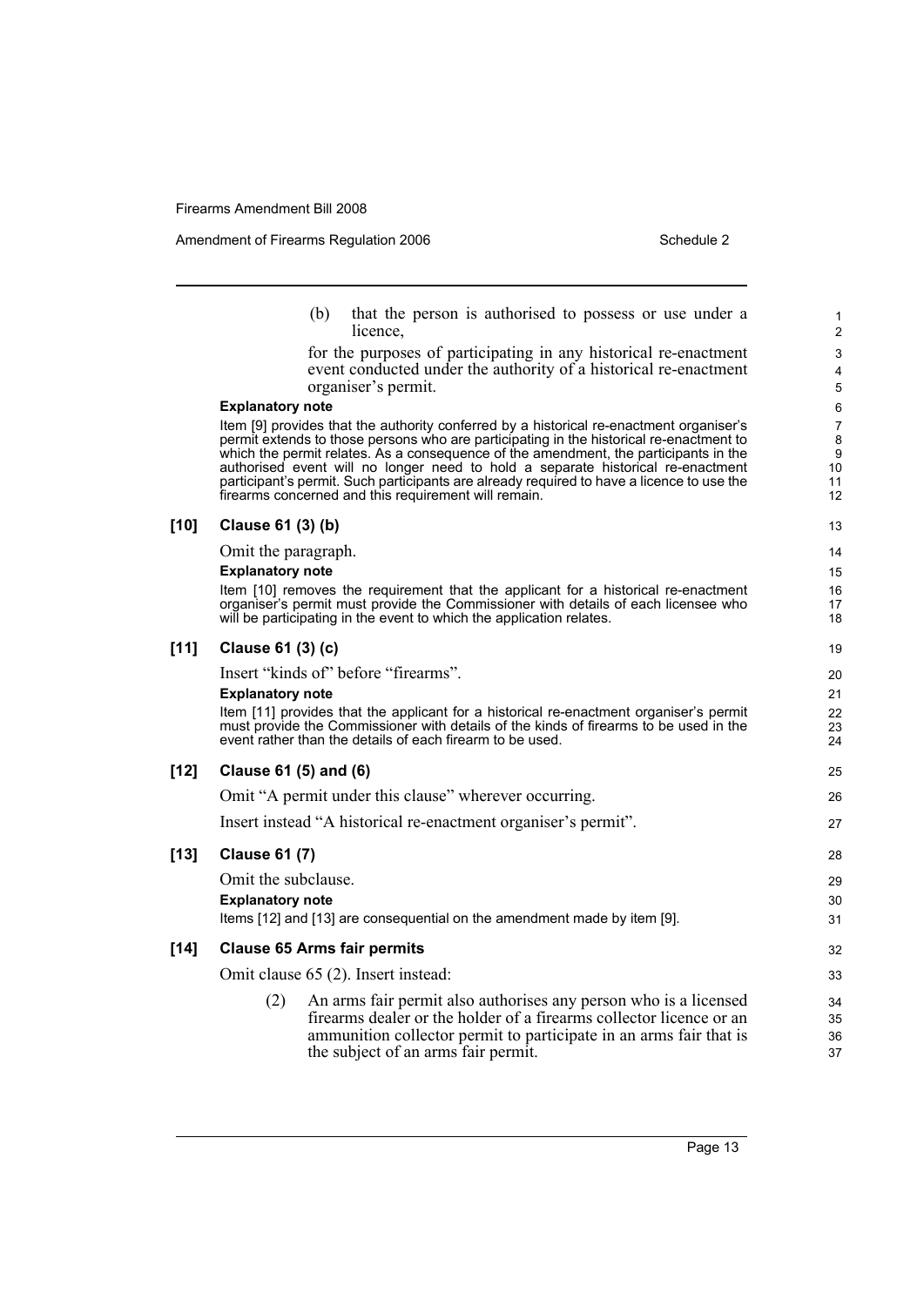(b) that the person is authorised to possess or use under a licence,

for the purposes of participating in any historical re-enactment event conducted under the authority of a historical re-enactment organiser's permit.

**Explanatory note**

Item [9] provides that the authority conferred by a historical re-enactment organiser's permit extends to those persons who are participating in the historical re-enactment to which the permit relates. As a consequence of the amendment, the participants in the authorised event will no longer need to hold a separate historical re-enactment participant's permit. Such participants are already required to have a licence to use the firearms concerned and this requirement will remain.

### [10] Clause 61 (3) (b)

Omit the paragraph.

**Explanatory note**

Item [10] removes the requirement that the applicant for a historical re-enactment organiser's permit must provide the Commissioner with details of each licensee who will be participating in the event to which the application relates.

### [11] Clause 61 (3) (c)

Insert "kinds of" before "firearms".

**Explanatory note**

Item [11] provides that the applicant for a historical re-enactment organiser's permit must provide the Commissioner with details of the kinds of firearms to be used in the event rather than the details of each firearm to be used.

### [12] Clause 61 (5) and (6)

Omit "A permit under this clause" wherever occurring.

Insert instead "A historical re-enactment organiser's permit".

### [13] Clause 61 (7)

Omit the subclause.

**Explanatory note**

Items [12] and [13] are consequential on the amendment made by item [9].

### [14] Clause 65 Arms fair permits

Omit clause 65 (2). Insert instead:

(2) An arms fair permit also authorises any person who is a licensed firearms dealer or the holder of a firearms collector licence or an ammunition collector permit to participate in an arms fair that is the subject of an arms fair permit.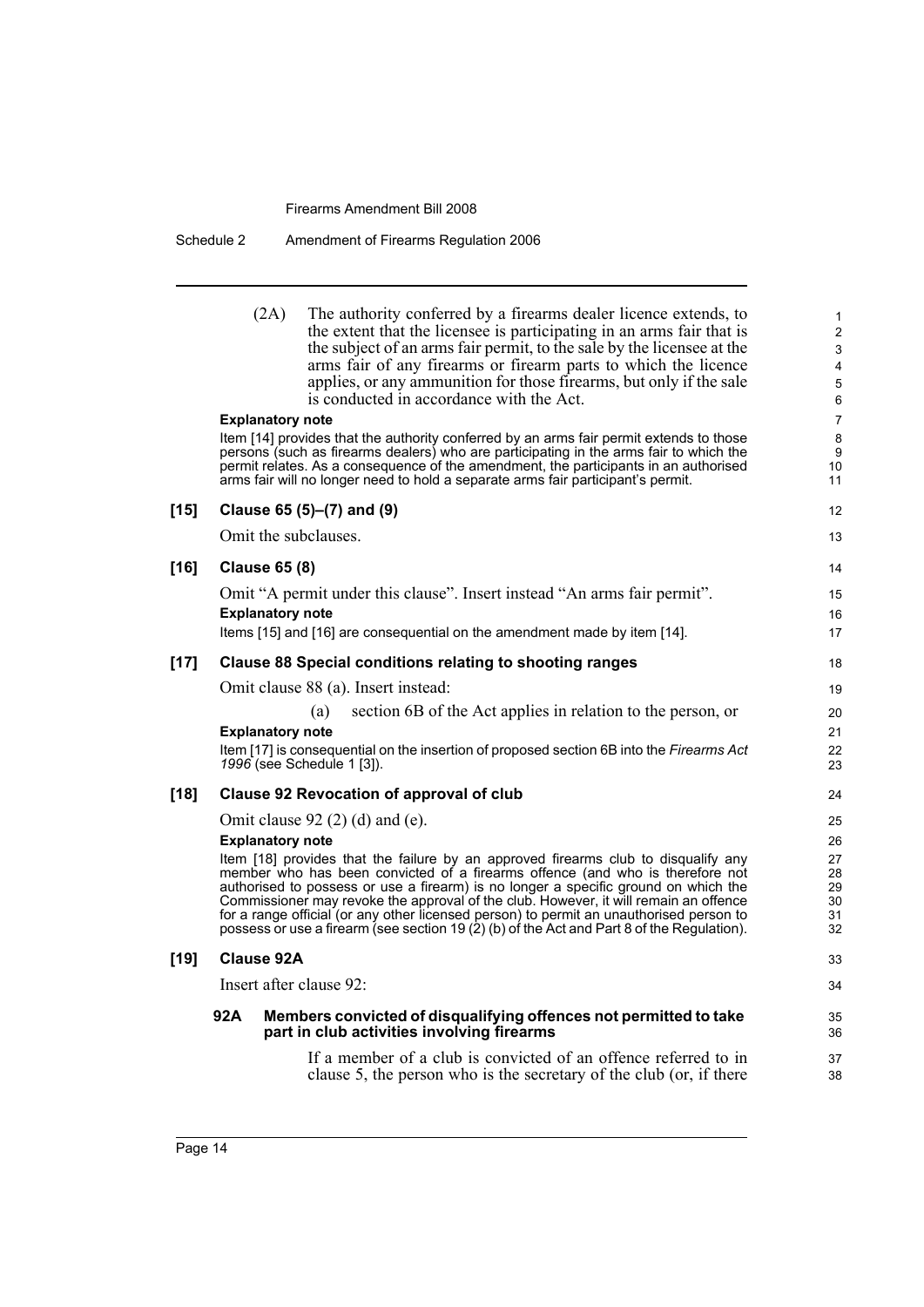(2A) The authority conferred by a firearms dealer licence extends, to the extent that the licensee is participating in an arms fair that is the subject of an arms fair permit, to the sale by the licensee at the arms fair of any firearms or firearm parts to which the licence applies, or any ammunition for those firearms, but only if the sale is conducted in accordance with the Act.

**Explanatory note**

Item [14] provides that the authority conferred by an arms fair permit extends to those persons (such as firearms dealers) who are participating in the arms fair to which the permit relates. As a consequence of the amendment, the participants in an authorised arms fair will no longer need to hold a separate arms fair participant's permit.

**[15] Clause 65 (5)–(7) and (9)**

Omit the subclauses.

**[16] Clause 65 (8)**

Omit "A permit under this clause". Insert instead "An arms fair permit".

**Explanatory note**

Items [15] and [16] are consequential on the amendment made by item [14].

**[17] Clause 88 Special conditions relating to shooting ranges**

Omit clause 88 (a). Insert instead:

(a) section 6B of the Act applies in relation to the person, or

**Explanatory note**

Item [17] is consequential on the insertion of proposed section 6B into the *Firearms Act 1996* (see Schedule 1 [3]).

**[18] Clause 92 Revocation of approval of club**

Omit clause 92 (2) (d) and (e).

**Explanatory note**

Item [18] provides that the failure by an approved firearms club to disqualify any member who has been convicted of a firearms offence (and who is therefore not authorised to possess or use a firearm) is no longer a specific ground on which the Commissioner may revoke the approval of the club. However, it will remain an offence for a range official (or any other licensed person) to permit an unauthorised person to possess or use a firearm (see section 19 (2) (b) of the Act and Part 8 of the Regulation).

**[19] Clause 92A**

Insert after clause 92:

**92A Members convicted of disqualifying offences not permitted to take part in club activities involving firearms**

If a member of a club is convicted of an offence referred to in clause 5, the person who is the secretary of the club (or, if there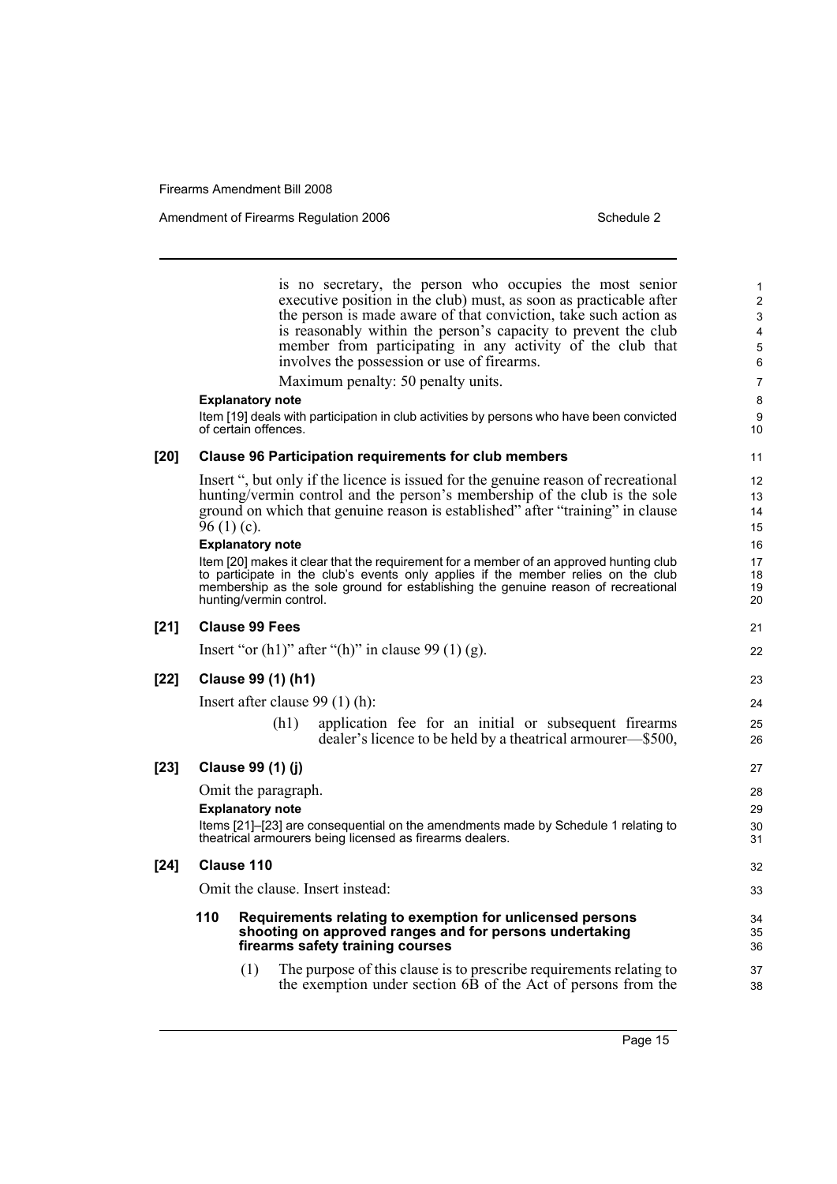is no secretary, the person who occupies the most senior executive position in the club) must, as soon as practicable after the person is made aware of that conviction, take such action as is reasonably within the person's capacity to prevent the club member from participating in any activity of the club that involves the possession or use of firearms.

Maximum penalty: 50 penalty units.

**Explanatory note**

Item [19] deals with participation in club activities by persons who have been convicted of certain offences.

**[20] Clause 96 Participation requirements for club members**

Insert ", but only if the licence is issued for the genuine reason of recreational hunting/vermin control and the person's membership of the club is the sole ground on which that genuine reason is established" after "training" in clause 96 (1) (c).

**Explanatory note**

Item [20] makes it clear that the requirement for a member of an approved hunting club to participate in the club's events only applies if the member relies on the club membership as the sole ground for establishing the genuine reason of recreational hunting/vermin control.

**[21] Clause 99 Fees**

Insert "or (h1)" after "(h)" in clause 99 (1) (g).

**[22] Clause 99 (1) (h1)**

Insert after clause 99 (1) (h):

(h1) application fee for an initial or subsequent firearms dealer's licence to be held by a theatrical armourer—$500,

**[23] Clause 99 (1) (j)**

Omit the paragraph.

**Explanatory note**

Items [21]–[23] are consequential on the amendments made by Schedule 1 relating to theatrical armourers being licensed as firearms dealers.

**[24] Clause 110**

Omit the clause. Insert instead:

**110 Requirements relating to exemption for unlicensed persons shooting on approved ranges and for persons undertaking firearms safety training courses**

(1) The purpose of this clause is to prescribe requirements relating to the exemption under section 6B of the Act of persons from the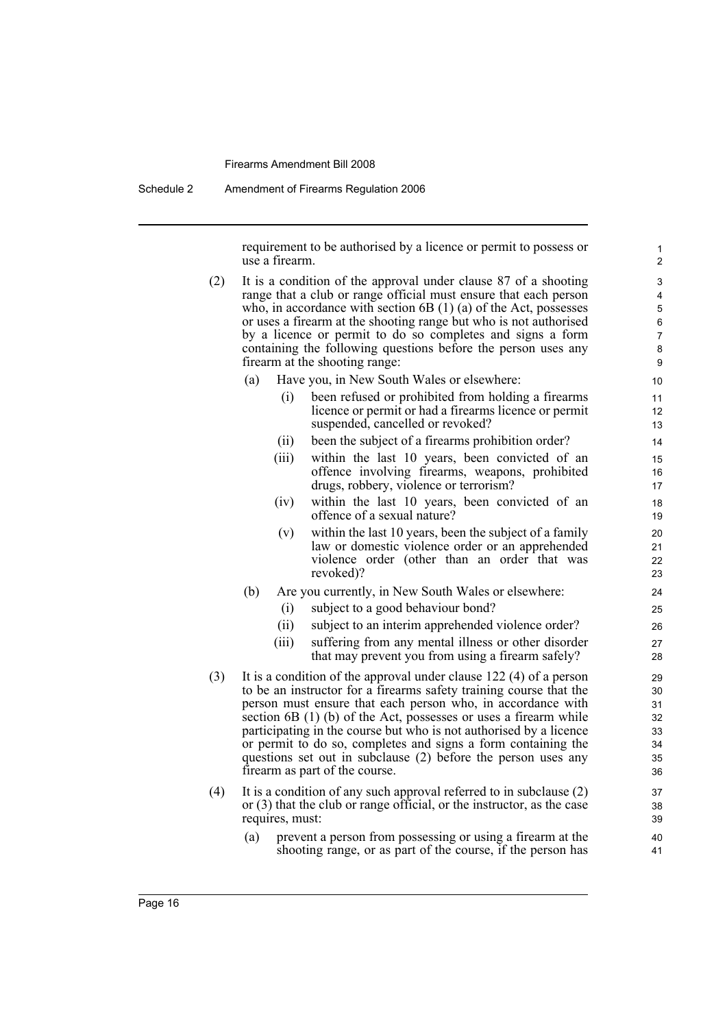requirement to be authorised by a licence or permit to possess or use a firearm.

(2) It is a condition of the approval under clause 87 of a shooting range that a club or range official must ensure that each person who, in accordance with section 6B (1) (a) of the Act, possesses or uses a firearm at the shooting range but who is not authorised by a licence or permit to do so completes and signs a form containing the following questions before the person uses any firearm at the shooting range:

(a) Have you, in New South Wales or elsewhere:

(i) been refused or prohibited from holding a firearms licence or permit or had a firearms licence or permit suspended, cancelled or revoked?

(ii) been the subject of a firearms prohibition order?

(iii) within the last 10 years, been convicted of an offence involving firearms, weapons, prohibited drugs, robbery, violence or terrorism?

(iv) within the last 10 years, been convicted of an offence of a sexual nature?

(v) within the last 10 years, been the subject of a family law or domestic violence order or an apprehended violence order (other than an order that was revoked)?

(b) Are you currently, in New South Wales or elsewhere:

(i) subject to a good behaviour bond?

(ii) subject to an interim apprehended violence order?

(iii) suffering from any mental illness or other disorder that may prevent you from using a firearm safely?

(3) It is a condition of the approval under clause 122 (4) of a person to be an instructor for a firearms safety training course that the person must ensure that each person who, in accordance with section 6B (1) (b) of the Act, possesses or uses a firearm while participating in the course but who is not authorised by a licence or permit to do so, completes and signs a form containing the questions set out in subclause (2) before the person uses any firearm as part of the course.

(4) It is a condition of any such approval referred to in subclause (2) or (3) that the club or range official, or the instructor, as the case requires, must:

(a) prevent a person from possessing or using a firearm at the shooting range, or as part of the course, if the person has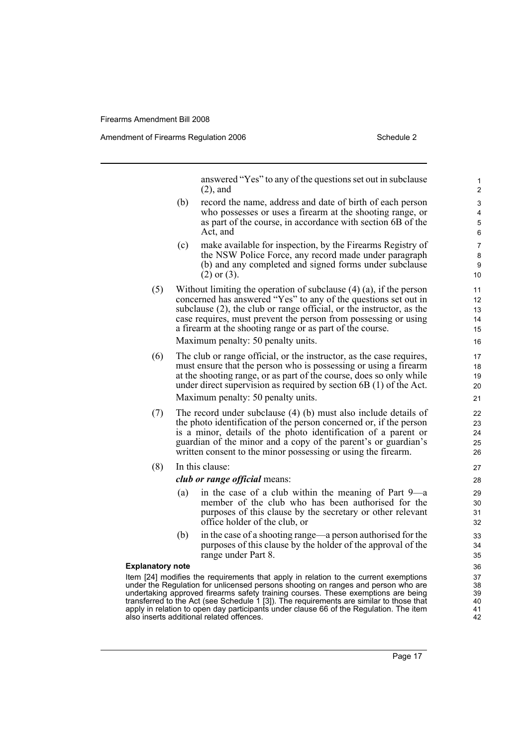answered "Yes" to any of the questions set out in subclause (2), and

(b) record the name, address and date of birth of each person who possesses or uses a firearm at the shooting range, or as part of the course, in accordance with section 6B of the Act, and

(c) make available for inspection, by the Firearms Registry of the NSW Police Force, any record made under paragraph (b) and any completed and signed forms under subclause (2) or (3).

(5) Without limiting the operation of subclause (4) (a), if the person concerned has answered "Yes" to any of the questions set out in subclause (2), the club or range official, or the instructor, as the case requires, must prevent the person from possessing or using a firearm at the shooting range or as part of the course.

Maximum penalty: 50 penalty units.

(6) The club or range official, or the instructor, as the case requires, must ensure that the person who is possessing or using a firearm at the shooting range, or as part of the course, does so only while under direct supervision as required by section 6B (1) of the Act.

Maximum penalty: 50 penalty units.

(7) The record under subclause (4) (b) must also include details of the photo identification of the person concerned or, if the person is a minor, details of the photo identification of a parent or guardian of the minor and a copy of the parent's or guardian's written consent to the minor possessing or using the firearm.

(8) In this clause:

***club or range official*** means:

(a) in the case of a club within the meaning of Part 9—a member of the club who has been authorised for the purposes of this clause by the secretary or other relevant office holder of the club, or

(b) in the case of a shooting range—a person authorised for the purposes of this clause by the holder of the approval of the range under Part 8.

**Explanatory note**

Item [24] modifies the requirements that apply in relation to the current exemptions under the Regulation for unlicensed persons shooting on ranges and person who are undertaking approved firearms safety training courses. These exemptions are being transferred to the Act (see Schedule 1 [3]). The requirements are similar to those that apply in relation to open day participants under clause 66 of the Regulation. The item also inserts additional related offences.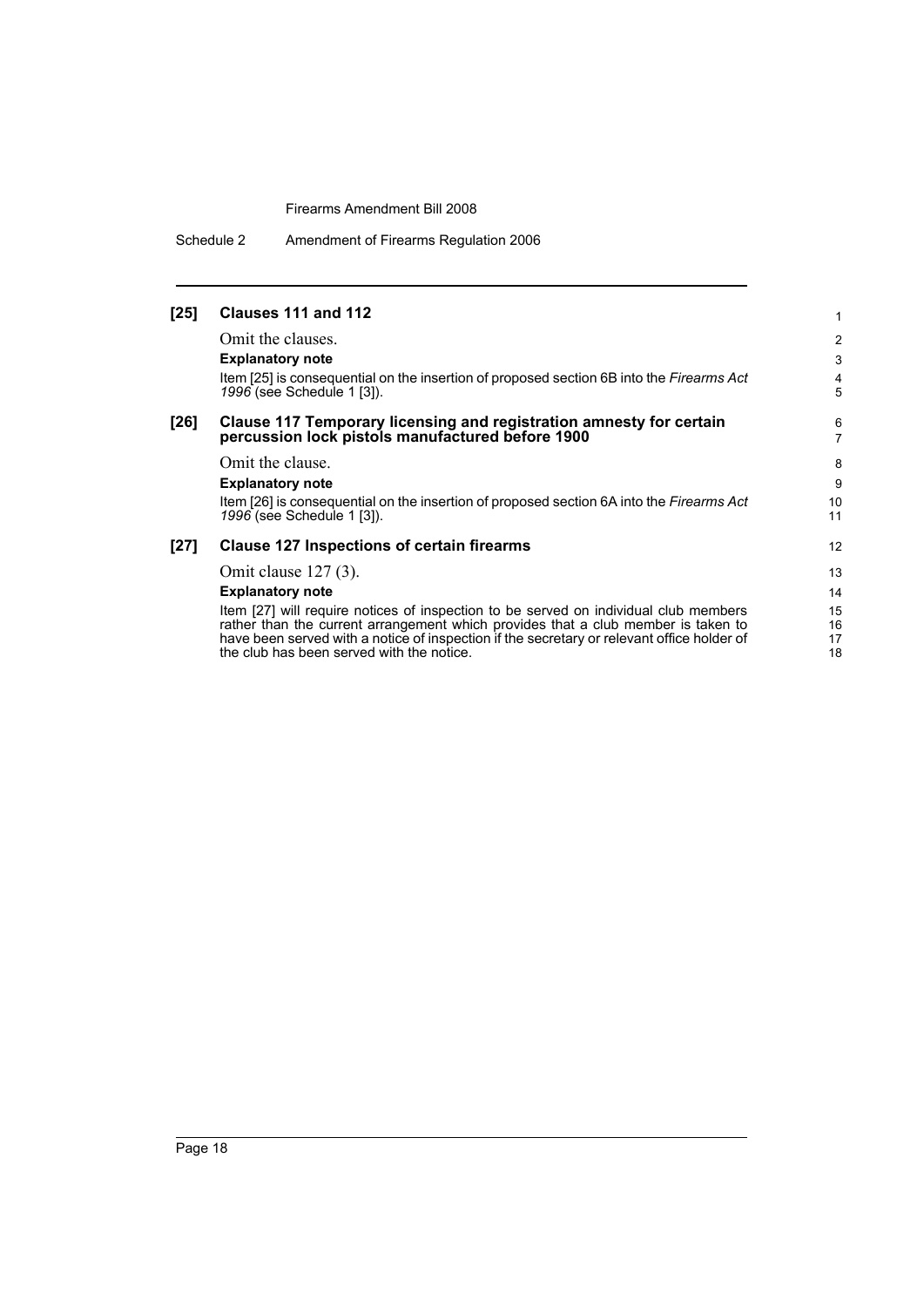### [25] Clauses 111 and 112

Omit the clauses.

**Explanatory note**

Item [25] is consequential on the insertion of proposed section 6B into the *Firearms Act 1996* (see Schedule 1 [3]).

### [26] Clause 117 Temporary licensing and registration amnesty for certain percussion lock pistols manufactured before 1900

Omit the clause.

**Explanatory note**

Item [26] is consequential on the insertion of proposed section 6A into the *Firearms Act 1996* (see Schedule 1 [3]).

### [27] Clause 127 Inspections of certain firearms

Omit clause 127 (3).

**Explanatory note**

Item [27] will require notices of inspection to be served on individual club members rather than the current arrangement which provides that a club member is taken to have been served with a notice of inspection if the secretary or relevant office holder of the club has been served with the notice.